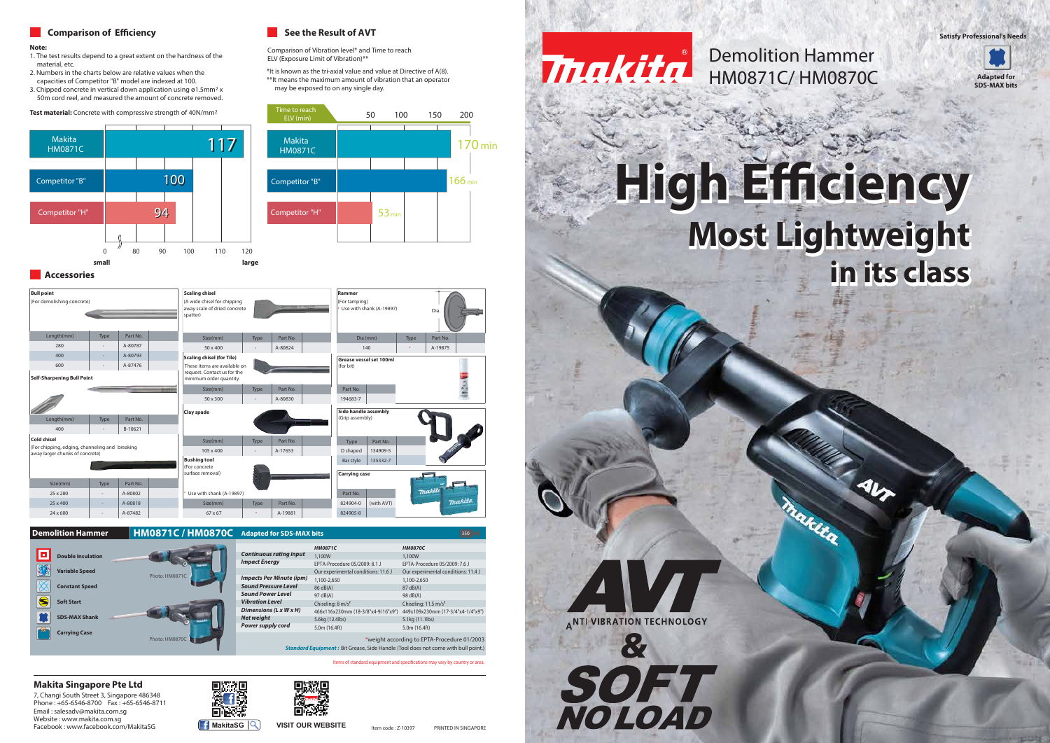# Makita

## Demolition Hammer HM0871C/ HM0870C

Satisfy Professional's Needs

Adapted for SDS-MAX bits

# High Efficiency

## Most Lightweight in its class

AVT
ANTI VIBRATION TECHNOLOGY
&
SOFT NO LOAD

## Comparison of Efficiency

**Note:**

1. The test results depend to a great extent on the hardness of the material, etc.
2. Numbers in the charts below are relative values when the capacities of Competitor "B" model are indexed at 100.
3. Chipped concrete in vertical down application using ø1.5mm² x 50m cord reel, and measured the amount of concrete removed.

**Test material:** Concrete with compressive strength of 40N/mm²

| Model | Relative value |
|---|---|
| Makita HM0871C | 117 |
| Competitor "B" | 100 |
| Competitor "H" | 94 |

Scale: 0 – 80 – 90 – 100 – 110 – 120 (small → large)

## See the Result of AVT

Comparison of Vibration level* and Time to reach ELV (Exposure Limit of Vibration)**

*It is known as the tri-axial value and value at Directive of A(8).
**It means the maximum amount of vibration that an operator may be exposed to on any single day.

| Time to reach ELV (min) | |
|---|---|
| Makita HM0871C | 170 min |
| Competitor "B" | 166 min |
| Competitor "H" | 53 min |

## Accessories

**Bull point** (For demolishing concrete)

| Length(mm) | Type | Part No. |
|---|---|---|
| 280 | - | A-80787 |
| 400 | - | A-80793 |
| 600 | - | A-87476 |

**Self-Sharpening Bull Point**

| Length(mm) | Type | Part No. |
|---|---|---|
| 400 | - | B-10621 |

**Cold chisel** (For chipping, edging, channeling and breaking away larger chunks of concrete)

| Size(mm) | Type | Part No. |
|---|---|---|
| 25 x 280 | - | A-80802 |
| 25 x 400 | - | A-80818 |
| 24 x 600 | - | A-87482 |

**Scaling chisel** (A wide chisel for chipping away scale of dried concrete spatter)

| Size(mm) | Type | Part No. |
|---|---|---|
| 50 x 400 | - | A-80824 |

**Scaling chisel (for Tile)** These items are available on request. Contact us for the minimum order quantity.

| Size(mm) | Type | Part No. |
|---|---|---|
| 50 x 300 | - | A-80830 |

**Clay spade**

| Size(mm) | Type | Part No. |
|---|---|---|
| 105 x 400 | - | A-17653 |

**Bushing tool** (For concrete surface removal)

* Use with shank (A-19897)

| Size(mm) | Type | Part No. |
|---|---|---|
| 67 x 67 | * | A-19881 |

**Rammer** (For tamping)
* Use with shank (A-19897)

| Dia (mm) | Type | Part No. |
|---|---|---|
| 140 | * | A-19875 |

**Grease vessel set 100ml** (for bit)

| Part No. |
|---|
| 194683-7 |

**Side handle assembly** (Grip assembly)

| Type | Part No. |
|---|---|
| D shaped | 134909-5 |
| Bar style | 135332-7 |

**Carrying case**

| Part No. | |
|---|---|
| 824904-0 | (with AVT) |
| 824905-8 | |

## Demolition Hammer HM0871C / HM0870C Adapted for SDS-MAX bits

- Double Insulation
- Variable Speed
- Constant Speed
- Soft Start
- SDS-MAX Shank
- Carrying Case

Photo: HM0871C

Photo: HM0870C

| | HM0871C | HM0870C |
|---|---|---|
| Continuous rating input | 1,100W | 1,100W |
| Impact Energy | EPTA-Procedure 05/2009: 8.1 J<br>Our experimental conditions: 11.6 J | EPTA-Procedure 05/2009: 7.6 J<br>Our experimental conditions: 11.4 J |
| Impacts Per Minute (ipm) | 1,100-2,650 | 1,100-2,650 |
| Sound Pressure Level | 86 dB(A) | 87 dB(A) |
| Sound Power Level | 97 dB(A) | 98 dB(A) |
| Vibration Level | Chiseling: 8 m/s² | Chiseling: 11.5 m/s² |
| Dimensions (L x W x H) | 466x116x230mm (18-3/8"x4-9/16"x9") | 449x109x230mm (17-3/4"x4-1/4"x9") |
| Net weight | 5.6kg (12.4lbs) | 5.1kg (11.1lbs) |
| Power supply cord | 5.0m (16.4ft) | 5.0m (16.4ft) |

*weight according to EPTA-Procedure 01/2003

*Standard Equipment :* Bit Grease, Side Handle (Tool does not come with bull point.)

Items of standard equipment and specifications may vary by country or area.

### Makita Singapore Pte Ltd

7, Changi South Street 3, Singapore 486348
Phone : +65-6546-8700 Fax : +65-6546-8711
Email : salesadv@makita.com.sg
Website : www.makita.com.sg
Facebook : www.facebook.com/MakitaSG

MakitaSG

VISIT OUR WEBSITE

Item code : Z-10397

PRINTED IN SINGAPORE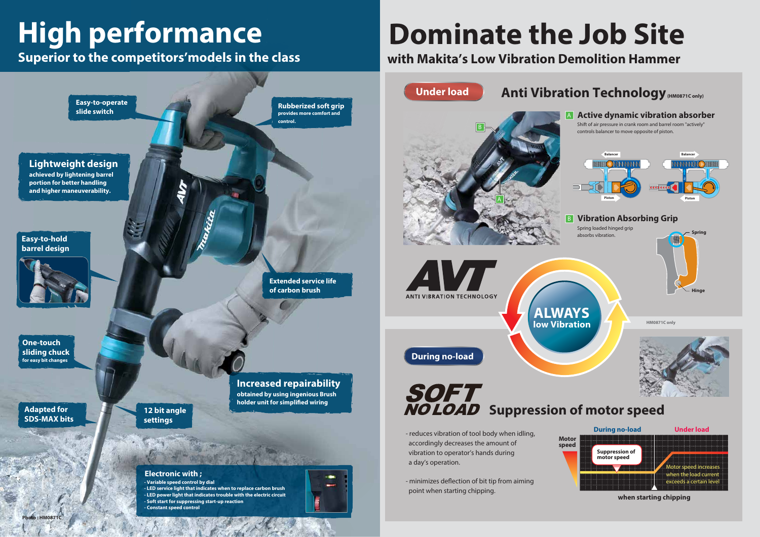# High performance

## Superior to the competitors' models in the class

**Easy-to-operate slide switch**

**Rubberized soft grip** provides more comfort and control.

**Lightweight design** achieved by lightening barrel portion for better handling and higher maneuverability.

**Easy-to-hold barrel design**

**Extended service life of carbon brush**

**One-touch sliding chuck** for easy bit changes

**Increased repairability** obtained by using ingenious Brush holder unit for simplified wiring

**Adapted for SDS-MAX bits**

**12 bit angle settings**

**Electronic with ;**

- Variable speed control by dial
- LED service light that indicates when to replace carbon brush
- LED power light that indicates trouble with the electric circuit
- Soft start for suppressing start-up reaction
- Constant speed control

Photo : HM0871C

# Dominate the Job Site

## with Makita's Low Vibration Demolition Hammer

### Under load

### Anti Vibration Technology (HM0871C only)

**A Active dynamic vibration absorber**

Shift of air pressure in crank room and barrel room "actively" controls balancer to move opposite of piston.

Balancer
Piston
Balancer
Piston

**B Vibration Absorbing Grip**

Spring loaded hinged grip absorbs vibration.

Spring
Hinge

AVT ANTI VIBRATION TECHNOLOGY

ALWAYS low Vibration

HM0871C only

### During no-load

### SOFT NO LOAD Suppression of motor speed

- reduces vibration of tool body when idling, accordingly decreases the amount of vibration to operator's hands during a day's operation.

- minimizes deflection of bit tip from aiming point when starting chipping.

During no-load
Under load
Motor speed
Suppression of motor speed
Motor speed increases when the load current exceeds a certain level
when starting chipping